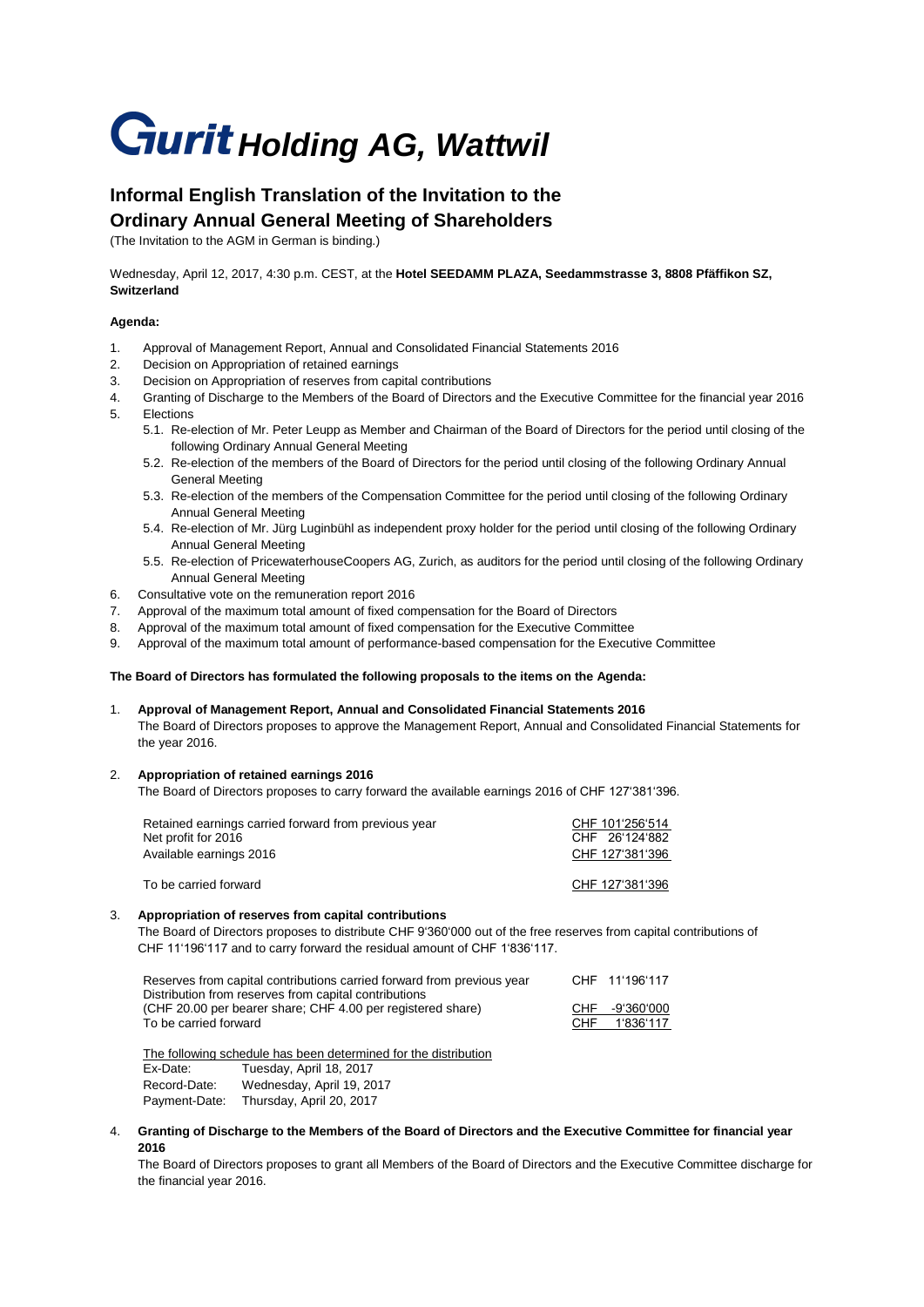# Gurit Holding AG, Wattwil

## Informal English Translation of the Invitation to the Ordinary Annual General Meeting of Shareholders

(The Invitation to the AGM in German is binding.)

Wednesday, April 12, 2017, 4:30 p.m. CEST, at the **Hotel SEEDAMM PLAZA, Seedammstrasse 3, 8808 Pfäffikon SZ, Switzerland**

**Agenda:**

1. Approval of Management Report, Annual and Consolidated Financial Statements 2016
2. Decision on Appropriation of retained earnings
3. Decision on Appropriation of reserves from capital contributions
4. Granting of Discharge to the Members of the Board of Directors and the Executive Committee for the financial year 2016
5. Elections
   - 5.1. Re-election of Mr. Peter Leupp as Member and Chairman of the Board of Directors for the period until closing of the following Ordinary Annual General Meeting
   - 5.2. Re-election of the members of the Board of Directors for the period until closing of the following Ordinary Annual General Meeting
   - 5.3. Re-election of the members of the Compensation Committee for the period until closing of the following Ordinary Annual General Meeting
   - 5.4. Re-election of Mr. Jürg Luginbühl as independent proxy holder for the period until closing of the following Ordinary Annual General Meeting
   - 5.5. Re-election of PricewaterhouseCoopers AG, Zurich, as auditors for the period until closing of the following Ordinary Annual General Meeting
6. Consultative vote on the remuneration report 2016
7. Approval of the maximum total amount of fixed compensation for the Board of Directors
8. Approval of the maximum total amount of fixed compensation for the Executive Committee
9. Approval of the maximum total amount of performance-based compensation for the Executive Committee

**The Board of Directors has formulated the following proposals to the items on the Agenda:**

1. **Approval of Management Report, Annual and Consolidated Financial Statements 2016**
   The Board of Directors proposes to approve the Management Report, Annual and Consolidated Financial Statements for the year 2016.

2. **Appropriation of retained earnings 2016**
   The Board of Directors proposes to carry forward the available earnings 2016 of CHF 127'381'396.

| | |
|---|---|
| Retained earnings carried forward from previous year | CHF 101'256'514 |
| Net profit for 2016 | CHF 26'124'882 |
| Available earnings 2016 | CHF 127'381'396 |
| To be carried forward | CHF 127'381'396 |

3. **Appropriation of reserves from capital contributions**
   The Board of Directors proposes to distribute CHF 9'360'000 out of the free reserves from capital contributions of CHF 11'196'117 and to carry forward the residual amount of CHF 1'836'117.

| | |
|---|---|
| Reserves from capital contributions carried forward from previous year | CHF 11'196'117 |
| Distribution from reserves from capital contributions (CHF 20.00 per bearer share; CHF 4.00 per registered share) | CHF -9'360'000 |
| To be carried forward | CHF 1'836'117 |

The following schedule has been determined for the distribution

| | |
|---|---|
| Ex-Date: | Tuesday, April 18, 2017 |
| Record-Date: | Wednesday, April 19, 2017 |
| Payment-Date: | Thursday, April 20, 2017 |

4. **Granting of Discharge to the Members of the Board of Directors and the Executive Committee for financial year 2016**
   The Board of Directors proposes to grant all Members of the Board of Directors and the Executive Committee discharge for the financial year 2016.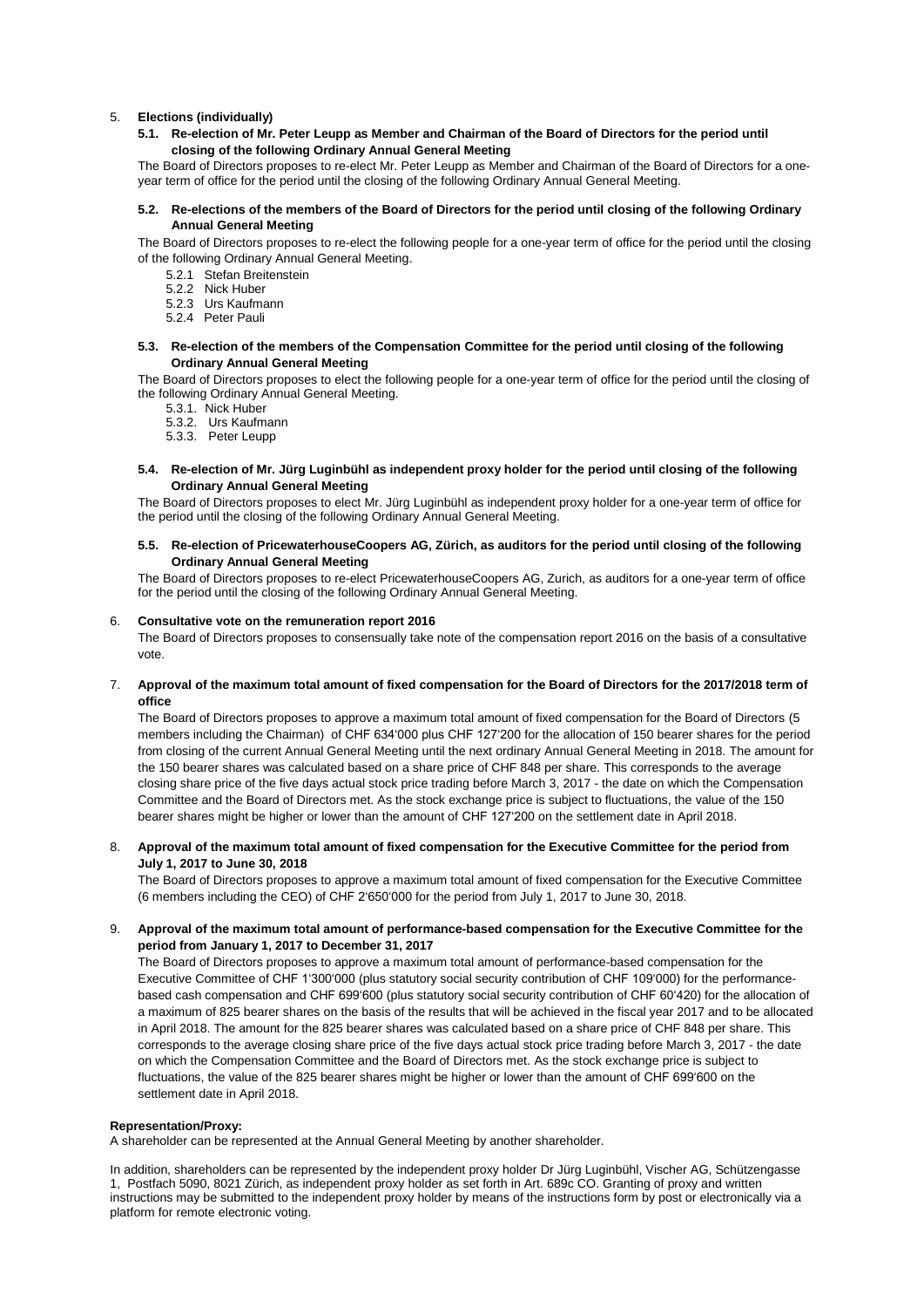5. **Elections (individually)**

**5.1. Re-election of Mr. Peter Leupp as Member and Chairman of the Board of Directors for the period until closing of the following Ordinary Annual General Meeting**

The Board of Directors proposes to re-elect Mr. Peter Leupp as Member and Chairman of the Board of Directors for a one-year term of office for the period until the closing of the following Ordinary Annual General Meeting.

**5.2. Re-elections of the members of the Board of Directors for the period until closing of the following Ordinary Annual General Meeting**

The Board of Directors proposes to re-elect the following people for a one-year term of office for the period until the closing of the following Ordinary Annual General Meeting.

5.2.1 Stefan Breitenstein
5.2.2 Nick Huber
5.2.3 Urs Kaufmann
5.2.4 Peter Pauli

**5.3. Re-election of the members of the Compensation Committee for the period until closing of the following Ordinary Annual General Meeting**

The Board of Directors proposes to elect the following people for a one-year term of office for the period until the closing of the following Ordinary Annual General Meeting.

5.3.1. Nick Huber
5.3.2. Urs Kaufmann
5.3.3. Peter Leupp

**5.4. Re-election of Mr. Jürg Luginbühl as independent proxy holder for the period until closing of the following Ordinary Annual General Meeting**

The Board of Directors proposes to elect Mr. Jürg Luginbühl as independent proxy holder for a one-year term of office for the period until the closing of the following Ordinary Annual General Meeting.

**5.5. Re-election of PricewaterhouseCoopers AG, Zürich, as auditors for the period until closing of the following Ordinary Annual General Meeting**

The Board of Directors proposes to re-elect PricewaterhouseCoopers AG, Zurich, as auditors for a one-year term of office for the period until the closing of the following Ordinary Annual General Meeting.

6. **Consultative vote on the remuneration report 2016**

The Board of Directors proposes to consensually take note of the compensation report 2016 on the basis of a consultative vote.

7. **Approval of the maximum total amount of fixed compensation for the Board of Directors for the 2017/2018 term of office**

The Board of Directors proposes to approve a maximum total amount of fixed compensation for the Board of Directors (5 members including the Chairman) of CHF 634'000 plus CHF 127'200 for the allocation of 150 bearer shares for the period from closing of the current Annual General Meeting until the next ordinary Annual General Meeting in 2018. The amount for the 150 bearer shares was calculated based on a share price of CHF 848 per share. This corresponds to the average closing share price of the five days actual stock price trading before March 3, 2017 - the date on which the Compensation Committee and the Board of Directors met. As the stock exchange price is subject to fluctuations, the value of the 150 bearer shares might be higher or lower than the amount of CHF 127'200 on the settlement date in April 2018.

8. **Approval of the maximum total amount of fixed compensation for the Executive Committee for the period from July 1, 2017 to June 30, 2018**

The Board of Directors proposes to approve a maximum total amount of fixed compensation for the Executive Committee (6 members including the CEO) of CHF 2'650'000 for the period from July 1, 2017 to June 30, 2018.

9. **Approval of the maximum total amount of performance-based compensation for the Executive Committee for the period from January 1, 2017 to December 31, 2017**

The Board of Directors proposes to approve a maximum total amount of performance-based compensation for the Executive Committee of CHF 1'300'000 (plus statutory social security contribution of CHF 109'000) for the performance-based cash compensation and CHF 699'600 (plus statutory social security contribution of CHF 60'420) for the allocation of a maximum of 825 bearer shares on the basis of the results that will be achieved in the fiscal year 2017 and to be allocated in April 2018. The amount for the 825 bearer shares was calculated based on a share price of CHF 848 per share. This corresponds to the average closing share price of the five days actual stock price trading before March 3, 2017 - the date on which the Compensation Committee and the Board of Directors met. As the stock exchange price is subject to fluctuations, the value of the 825 bearer shares might be higher or lower than the amount of CHF 699'600 on the settlement date in April 2018.

**Representation/Proxy:**

A shareholder can be represented at the Annual General Meeting by another shareholder.

In addition, shareholders can be represented by the independent proxy holder Dr Jürg Luginbühl, Vischer AG, Schützengasse 1, Postfach 5090, 8021 Zürich, as independent proxy holder as set forth in Art. 689c CO. Granting of proxy and written instructions may be submitted to the independent proxy holder by means of the instructions form by post or electronically via a platform for remote electronic voting.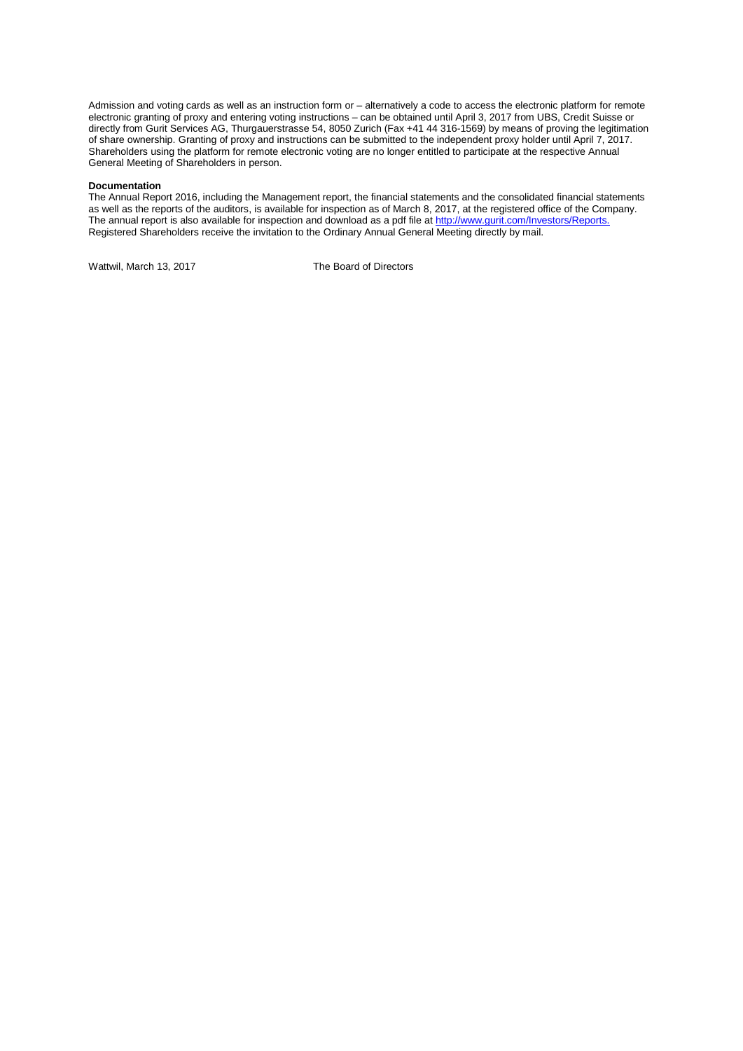Admission and voting cards as well as an instruction form or – alternatively a code to access the electronic platform for remote electronic granting of proxy and entering voting instructions – can be obtained until April 3, 2017 from UBS, Credit Suisse or directly from Gurit Services AG, Thurgauerstrasse 54, 8050 Zurich (Fax +41 44 316-1569) by means of proving the legitimation of share ownership. Granting of proxy and instructions can be submitted to the independent proxy holder until April 7, 2017. Shareholders using the platform for remote electronic voting are no longer entitled to participate at the respective Annual General Meeting of Shareholders in person.

**Documentation**

The Annual Report 2016, including the Management report, the financial statements and the consolidated financial statements as well as the reports of the auditors, is available for inspection as of March 8, 2017, at the registered office of the Company. The annual report is also available for inspection and download as a pdf file at http://www.gurit.com/Investors/Reports. Registered Shareholders receive the invitation to the Ordinary Annual General Meeting directly by mail.

Wattwil, March 13, 2017 The Board of Directors